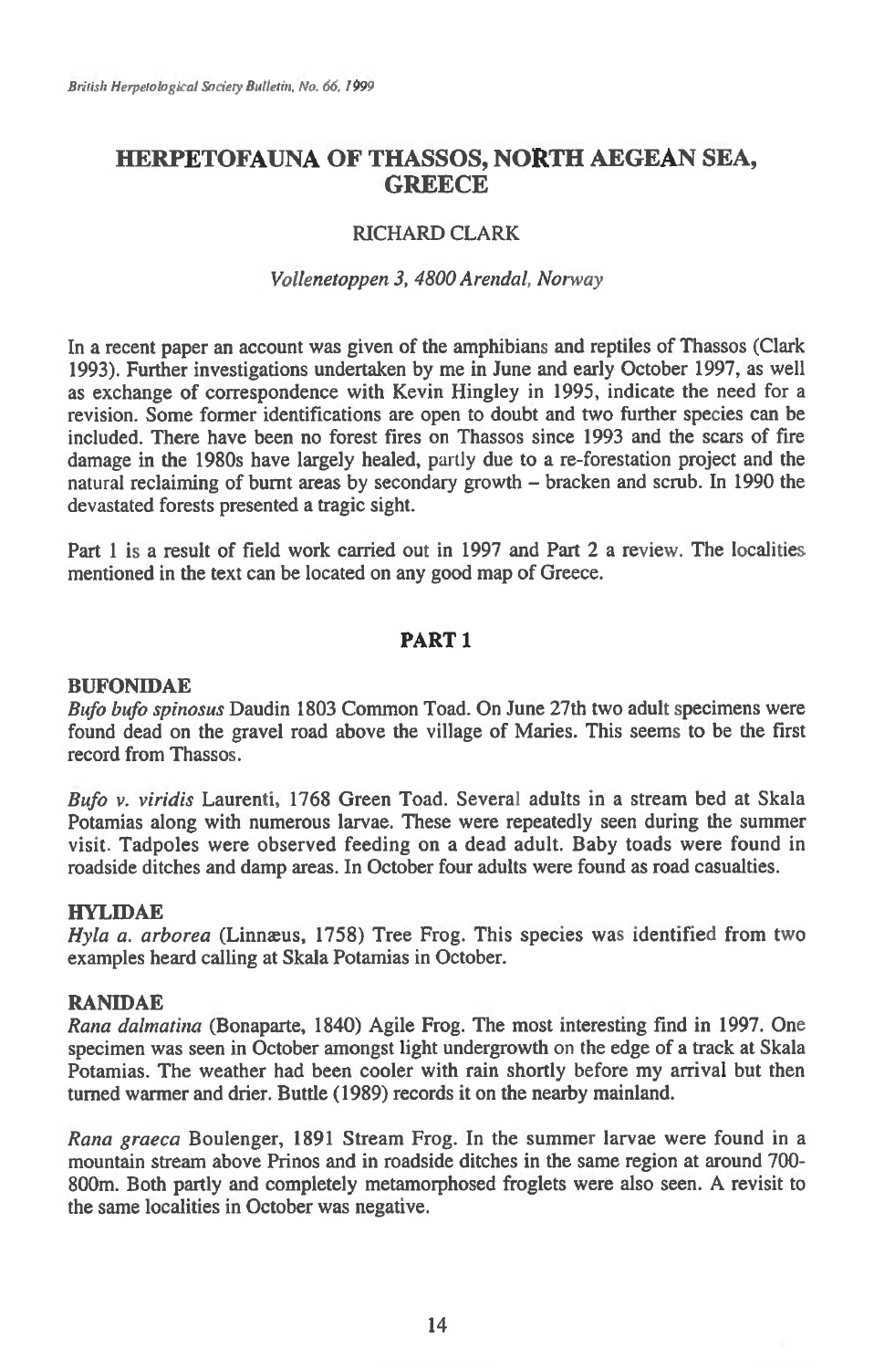# HERPETOFAUNA OF THASSOS, NORTH AEGEAN SEA, GREECE

RICHARD CLARK

*Vollenetoppen 3, 4800 Arendal, Norway*

In a recent paper an account was given of the amphibians and reptiles of Thassos (Clark 1993). Further investigations undertaken by me in June and early October 1997, as well as exchange of correspondence with Kevin Hingley in 1995, indicate the need for a revision. Some former identifications are open to doubt and two further species can be included. There have been no forest fires on Thassos since 1993 and the scars of fire damage in the 1980s have largely healed, partly due to a re-forestation project and the natural reclaiming of burnt areas by secondary growth – bracken and scrub. In 1990 the devastated forests presented a tragic sight.

Part 1 is a result of field work carried out in 1997 and Part 2 a review. The localities mentioned in the text can be located on any good map of Greece.

## PART 1

### BUFONIDAE

*Bufo bufo spinosus* Daudin 1803 Common Toad. On June 27th two adult specimens were found dead on the gravel road above the village of Maries. This seems to be the first record from Thassos.

*Bufo v. viridis* Laurenti, 1768 Green Toad. Several adults in a stream bed at Skala Potamias along with numerous larvae. These were repeatedly seen during the summer visit. Tadpoles were observed feeding on a dead adult. Baby toads were found in roadside ditches and damp areas. In October four adults were found as road casualties.

### HYLIDAE

*Hyla a. arborea* (Linnæus, 1758) Tree Frog. This species was identified from two examples heard calling at Skala Potamias in October.

### RANIDAE

*Rana dalmatina* (Bonaparte, 1840) Agile Frog. The most interesting find in 1997. One specimen was seen in October amongst light undergrowth on the edge of a track at Skala Potamias. The weather had been cooler with rain shortly before my arrival but then turned warmer and drier. Buttle (1989) records it on the nearby mainland.

*Rana graeca* Boulenger, 1891 Stream Frog. In the summer larvae were found in a mountain stream above Prinos and in roadside ditches in the same region at around 700-800m. Both partly and completely metamorphosed froglets were also seen. A revisit to the same localities in October was negative.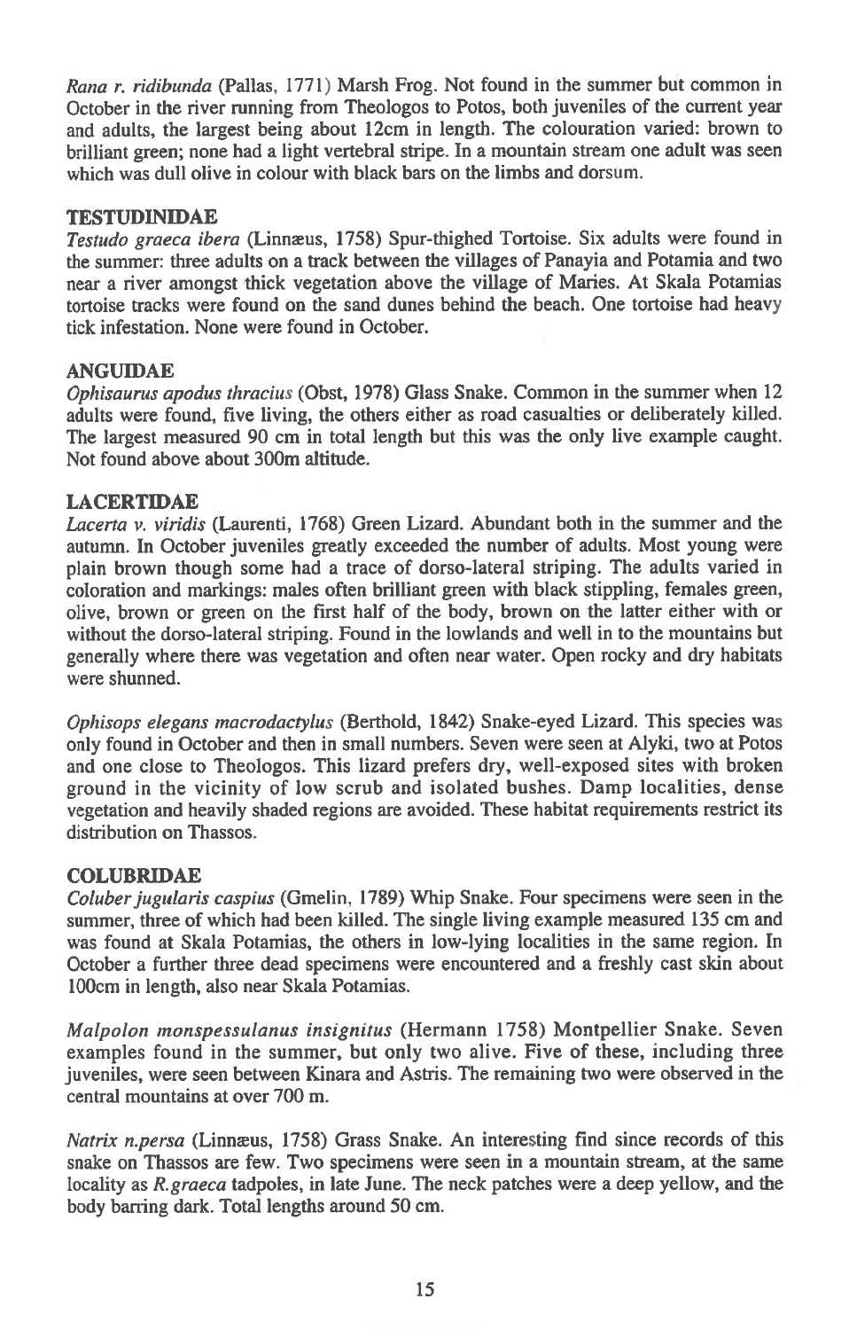*Rana r. ridibunda* (Pallas, 1771) Marsh Frog. Not found in the summer but common in October in the river running from Theologos to Potos, both juveniles of the current year and adults, the largest being about 12cm in length. The colouration varied: brown to brilliant green; none had a light vertebral stripe. In a mountain stream one adult was seen which was dull olive in colour with black bars on the limbs and dorsum.

## TESTUDINIDAE

*Testudo graeca ibera* (Linnæus, 1758) Spur-thighed Tortoise. Six adults were found in the summer: three adults on a track between the villages of Panayia and Potamia and two near a river amongst thick vegetation above the village of Maries. At Skala Potamias tortoise tracks were found on the sand dunes behind the beach. One tortoise had heavy tick infestation. None were found in October.

## ANGUIDAE

*Ophisaurus apodus thracius* (Obst, 1978) Glass Snake. Common in the summer when 12 adults were found, five living, the others either as road casualties or deliberately killed. The largest measured 90 cm in total length but this was the only live example caught. Not found above about 300m altitude.

## LACERTIDAE

*Lacerta v. viridis* (Laurenti, 1768) Green Lizard. Abundant both in the summer and the autumn. In October juveniles greatly exceeded the number of adults. Most young were plain brown though some had a trace of dorso-lateral striping. The adults varied in coloration and markings: males often brilliant green with black stippling, females green, olive, brown or green on the first half of the body, brown on the latter either with or without the dorso-lateral striping. Found in the lowlands and well in to the mountains but generally where there was vegetation and often near water. Open rocky and dry habitats were shunned.

*Ophisops elegans macrodactylus* (Berthold, 1842) Snake-eyed Lizard. This species was only found in October and then in small numbers. Seven were seen at Alyki, two at Potos and one close to Theologos. This lizard prefers dry, well-exposed sites with broken ground in the vicinity of low scrub and isolated bushes. Damp localities, dense vegetation and heavily shaded regions are avoided. These habitat requirements restrict its distribution on Thassos.

## COLUBRIDAE

*Coluber jugularis caspius* (Gmelin, 1789) Whip Snake. Four specimens were seen in the summer, three of which had been killed. The single living example measured 135 cm and was found at Skala Potamias, the others in low-lying localities in the same region. In October a further three dead specimens were encountered and a freshly cast skin about 100cm in length, also near Skala Potamias.

*Malpolon monspessulanus insignitus* (Hermann 1758) Montpellier Snake. Seven examples found in the summer, but only two alive. Five of these, including three juveniles, were seen between Kinara and Astris. The remaining two were observed in the central mountains at over 700 m.

*Natrix n.persa* (Linnæus, 1758) Grass Snake. An interesting find since records of this snake on Thassos are few. Two specimens were seen in a mountain stream, at the same locality as *R.graeca* tadpoles, in late June. The neck patches were a deep yellow, and the body barring dark. Total lengths around 50 cm.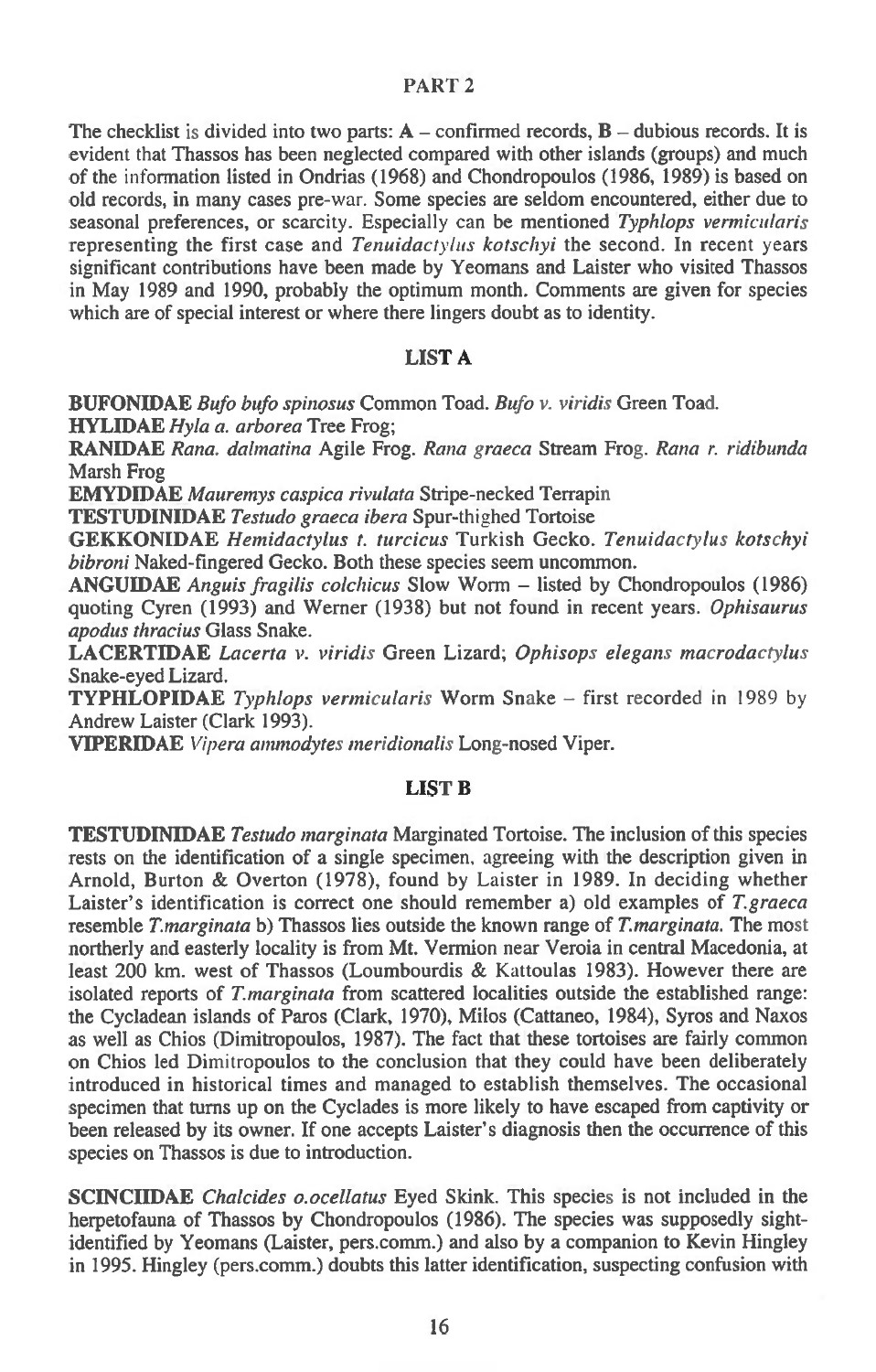## PART 2

The checklist is divided into two parts: **A** – confirmed records, **B** – dubious records. It is evident that Thassos has been neglected compared with other islands (groups) and much of the information listed in Ondrias (1968) and Chondropoulos (1986, 1989) is based on old records, in many cases pre-war. Some species are seldom encountered, either due to seasonal preferences, or scarcity. Especially can be mentioned *Typhlops vermicularis* representing the first case and *Tenuidactylus kotschyi* the second. In recent years significant contributions have been made by Yeomans and Laister who visited Thassos in May 1989 and 1990, probably the optimum month. Comments are given for species which are of special interest or where there lingers doubt as to identity.

### LIST A

**BUFONIDAE** *Bufo bufo spinosus* Common Toad. *Bufo v. viridis* Green Toad.

**HYLIDAE** *Hyla a. arborea* Tree Frog;

**RANIDAE** *Rana. dalmatina* Agile Frog. *Rana graeca* Stream Frog. *Rana r. ridibunda* Marsh Frog

**EMYDIDAE** *Mauremys caspica rivulata* Stripe-necked Terrapin

**TESTUDINIDAE** *Testudo graeca ibera* Spur-thighed Tortoise

**GEKKONIDAE** *Hemidactylus t. turcicus* Turkish Gecko. *Tenuidactylus kotschyi bibroni* Naked-fingered Gecko. Both these species seem uncommon.

**ANGUIDAE** *Anguis fragilis colchicus* Slow Worm – listed by Chondropoulos (1986) quoting Cyren (1993) and Werner (1938) but not found in recent years. *Ophisaurus apodus thracius* Glass Snake.

**LACERTIDAE** *Lacerta v. viridis* Green Lizard; *Ophisops elegans macrodactylus* Snake-eyed Lizard.

**TYPHLOPIDAE** *Typhlops vermicularis* Worm Snake – first recorded in 1989 by Andrew Laister (Clark 1993).

**VIPERIDAE** *Vipera ammodytes meridionalis* Long-nosed Viper.

### LIST B

**TESTUDINIDAE** *Testudo marginata* Marginated Tortoise. The inclusion of this species rests on the identification of a single specimen, agreeing with the description given in Arnold, Burton & Overton (1978), found by Laister in 1989. In deciding whether Laister's identification is correct one should remember a) old examples of *T.graeca* resemble *T.marginata* b) Thassos lies outside the known range of *T.marginata*. The most northerly and easterly locality is from Mt. Vermion near Veroia in central Macedonia, at least 200 km. west of Thassos (Loumbourdis & Kattoulas 1983). However there are isolated reports of *T.marginata* from scattered localities outside the established range: the Cycladean islands of Paros (Clark, 1970), Milos (Cattaneo, 1984), Syros and Naxos as well as Chios (Dimitropoulos, 1987). The fact that these tortoises are fairly common on Chios led Dimitropoulos to the conclusion that they could have been deliberately introduced in historical times and managed to establish themselves. The occasional specimen that turns up on the Cyclades is more likely to have escaped from captivity or been released by its owner. If one accepts Laister's diagnosis then the occurrence of this species on Thassos is due to introduction.

**SCINCIDAE** *Chalcides o.ocellatus* Eyed Skink. This species is not included in the herpetofauna of Thassos by Chondropoulos (1986). The species was supposedly sight-identified by Yeomans (Laister, pers.comm.) and also by a companion to Kevin Hingley in 1995. Hingley (pers.comm.) doubts this latter identification, suspecting confusion with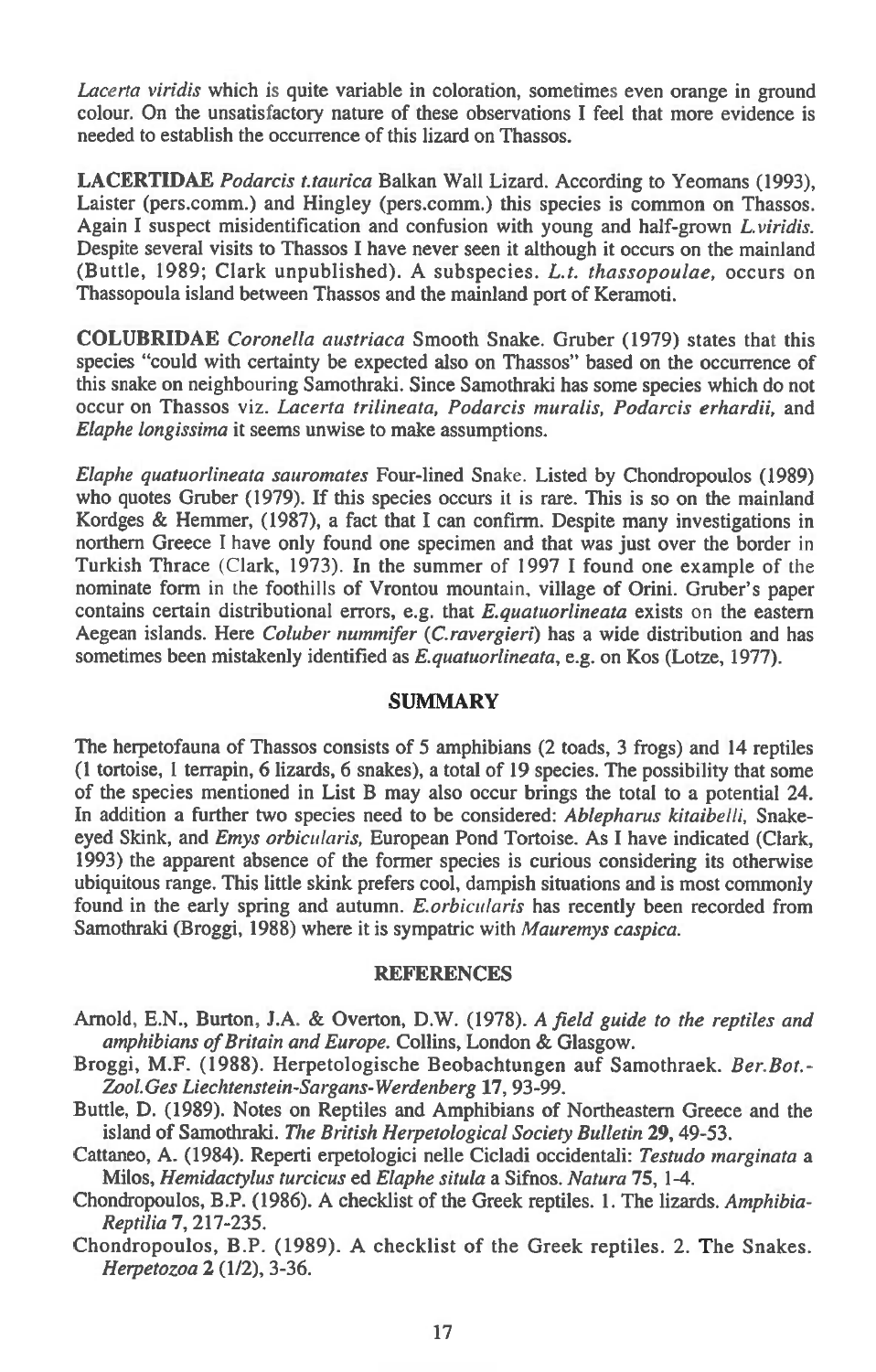*Lacerta viridis* which is quite variable in coloration, sometimes even orange in ground colour. On the unsatisfactory nature of these observations I feel that more evidence is needed to establish the occurrence of this lizard on Thassos.

**LACERTIDAE** *Podarcis t.taurica* Balkan Wall Lizard. According to Yeomans (1993), Laister (pers.comm.) and Hingley (pers.comm.) this species is common on Thassos. Again I suspect misidentification and confusion with young and half-grown *L.viridis*. Despite several visits to Thassos I have never seen it although it occurs on the mainland (Buttle, 1989; Clark unpublished). A subspecies. *L.t. thassopoulae*, occurs on Thassopoula island between Thassos and the mainland port of Keramoti.

**COLUBRIDAE** *Coronella austriaca* Smooth Snake. Gruber (1979) states that this species "could with certainty be expected also on Thassos" based on the occurrence of this snake on neighbouring Samothraki. Since Samothraki has some species which do not occur on Thassos viz. *Lacerta trilineata, Podarcis muralis, Podarcis erhardii,* and *Elaphe longissima* it seems unwise to make assumptions.

*Elaphe quatuorlineata sauromates* Four-lined Snake. Listed by Chondropoulos (1989) who quotes Gruber (1979). If this species occurs it is rare. This is so on the mainland Kordges & Hemmer, (1987), a fact that I can confirm. Despite many investigations in northern Greece I have only found one specimen and that was just over the border in Turkish Thrace (Clark, 1973). In the summer of 1997 I found one example of the nominate form in the foothills of Vrontou mountain, village of Orini. Gruber's paper contains certain distributional errors, e.g. that *E.quatuorlineata* exists on the eastern Aegean islands. Here *Coluber nummifer (C.ravergieri)* has a wide distribution and has sometimes been mistakenly identified as *E.quatuorlineata*, e.g. on Kos (Lotze, 1977).

## SUMMARY

The herpetofauna of Thassos consists of 5 amphibians (2 toads, 3 frogs) and 14 reptiles (1 tortoise, 1 terrapin, 6 lizards, 6 snakes), a total of 19 species. The possibility that some of the species mentioned in List B may also occur brings the total to a potential 24. In addition a further two species need to be considered: *Ablepharus kitaibelli*, Snake-eyed Skink, and *Emys orbicularis*, European Pond Tortoise. As I have indicated (Clark, 1993) the apparent absence of the former species is curious considering its otherwise ubiquitous range. This little skink prefers cool, dampish situations and is most commonly found in the early spring and autumn. *E.orbicularis* has recently been recorded from Samothraki (Broggi, 1988) where it is sympatric with *Mauremys caspica*.

## REFERENCES

Arnold, E.N., Burton, J.A. & Overton, D.W. (1978). *A field guide to the reptiles and amphibians of Britain and Europe.* Collins, London & Glasgow.

Broggi, M.F. (1988). Herpetologische Beobachtungen auf Samothraek. *Ber.Bot.-Zool.Ges Liechtenstein-Sargans-Werdenberg* **17**, 93-99.

Buttle, D. (1989). Notes on Reptiles and Amphibians of Northeastern Greece and the island of Samothraki. *The British Herpetological Society Bulletin* **29**, 49-53.

Cattaneo, A. (1984). Reperti erpetologici nelle Cicladi occidentali: *Testudo marginata* a Milos, *Hemidactylus turcicus* ed *Elaphe situla* a Sifnos. *Natura* **75**, 1-4.

Chondropoulos, B.P. (1986). A checklist of the Greek reptiles. 1. The lizards. *Amphibia-Reptilia* **7**, 217-235.

Chondropoulos, B.P. (1989). A checklist of the Greek reptiles. 2. The Snakes. *Herpetozoa* **2** (1/2), 3-36.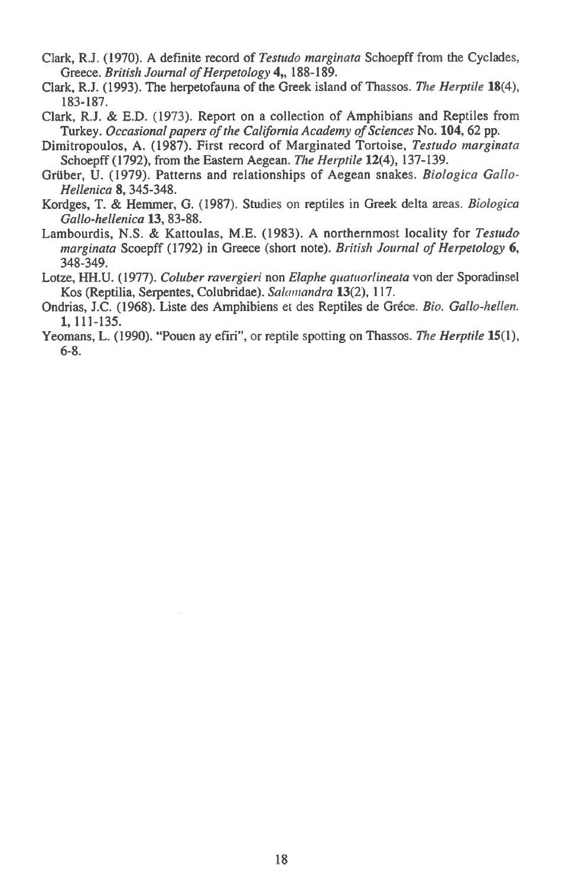Clark, R.J. (1970). A definite record of *Testudo marginata* Schoepff from the Cyclades, Greece. *British Journal of Herpetology* **4,**, 188-189.

Clark, R.J. (1993). The herpetofauna of the Greek island of Thassos. *The Herptile* **18**(4), 183-187.

Clark, R.J. & E.D. (1973). Report on a collection of Amphibians and Reptiles from Turkey. *Occasional papers of the California Academy of Sciences* No. **104**, 62 pp.

Dimitropoulos, A. (1987). First record of Marginated Tortoise, *Testudo marginata* Schoepff (1792), from the Eastern Aegean. *The Herptile* **12**(4), 137-139.

Grüber, U. (1979). Patterns and relationships of Aegean snakes. *Biologica Gallo-Hellenica* **8**, 345-348.

Kordges, T. & Hemmer, G. (1987). Studies on reptiles in Greek delta areas. *Biologica Gallo-hellenica* **13**, 83-88.

Lambourdis, N.S. & Kattoulas, M.E. (1983). A northernmost locality for *Testudo marginata* Scoepff (1792) in Greece (short note). *British Journal of Herpetology* **6**, 348-349.

Lotze, HH.U. (1977). *Coluber ravergieri* non *Elaphe quatuorlineata* von der Sporadinsel Kos (Reptilia, Serpentes, Colubridae). *Salamandra* **13**(2), 117.

Ondrias, J.C. (1968). Liste des Amphibiens et des Reptiles de Gréce. *Bio. Gallo-hellen.* **1**, 111-135.

Yeomans, L. (1990). "Pouen ay efiri", or reptile spotting on Thassos. *The Herptile* **15**(1), 6-8.